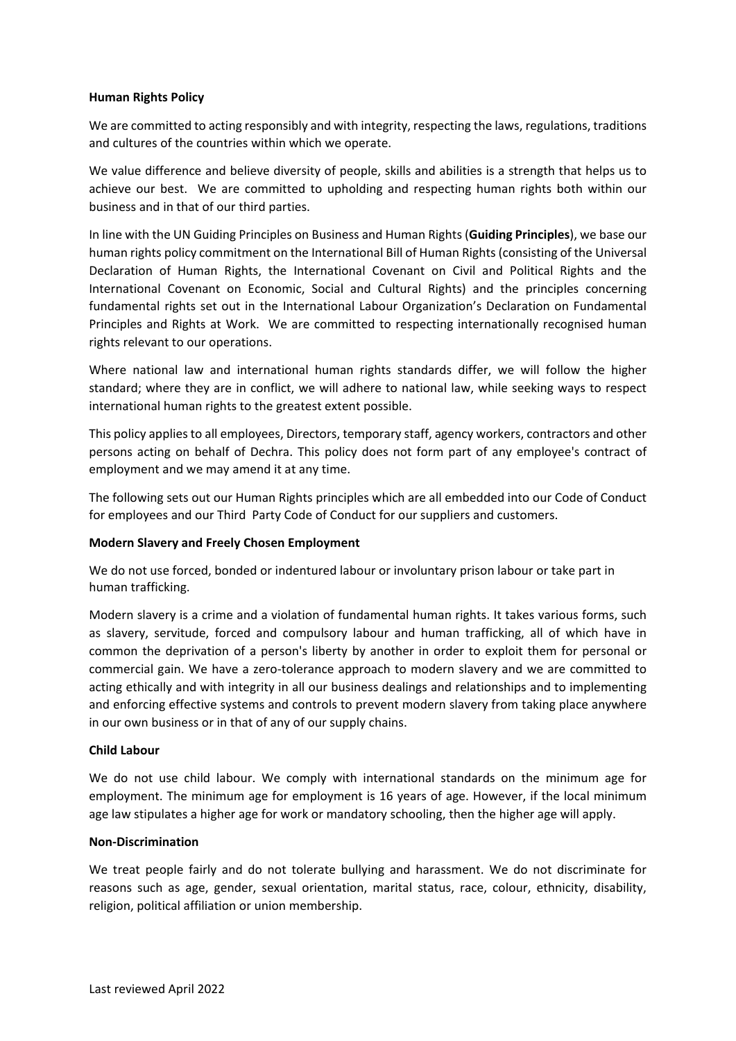**Human Rights Policy**

We are committed to acting responsibly and with integrity, respecting the laws, regulations, traditions and cultures of the countries within which we operate.

We value difference and believe diversity of people, skills and abilities is a strength that helps us to achieve our best. We are committed to upholding and respecting human rights both within our business and in that of our third parties.

In line with the UN Guiding Principles on Business and Human Rights (**Guiding Principles**), we base our human rights policy commitment on the International Bill of Human Rights (consisting of the Universal Declaration of Human Rights, the International Covenant on Civil and Political Rights and the International Covenant on Economic, Social and Cultural Rights) and the principles concerning fundamental rights set out in the International Labour Organization's Declaration on Fundamental Principles and Rights at Work. We are committed to respecting internationally recognised human rights relevant to our operations.

Where national law and international human rights standards differ, we will follow the higher standard; where they are in conflict, we will adhere to national law, while seeking ways to respect international human rights to the greatest extent possible.

This policy applies to all employees, Directors, temporary staff, agency workers, contractors and other persons acting on behalf of Dechra. This policy does not form part of any employee's contract of employment and we may amend it at any time.

The following sets out our Human Rights principles which are all embedded into our Code of Conduct for employees and our Third Party Code of Conduct for our suppliers and customers.

**Modern Slavery and Freely Chosen Employment**

We do not use forced, bonded or indentured labour or involuntary prison labour or take part in human trafficking.

Modern slavery is a crime and a violation of fundamental human rights. It takes various forms, such as slavery, servitude, forced and compulsory labour and human trafficking, all of which have in common the deprivation of a person's liberty by another in order to exploit them for personal or commercial gain. We have a zero-tolerance approach to modern slavery and we are committed to acting ethically and with integrity in all our business dealings and relationships and to implementing and enforcing effective systems and controls to prevent modern slavery from taking place anywhere in our own business or in that of any of our supply chains.

**Child Labour**

We do not use child labour. We comply with international standards on the minimum age for employment. The minimum age for employment is 16 years of age. However, if the local minimum age law stipulates a higher age for work or mandatory schooling, then the higher age will apply.

**Non-Discrimination**

We treat people fairly and do not tolerate bullying and harassment. We do not discriminate for reasons such as age, gender, sexual orientation, marital status, race, colour, ethnicity, disability, religion, political affiliation or union membership.

Last reviewed April 2022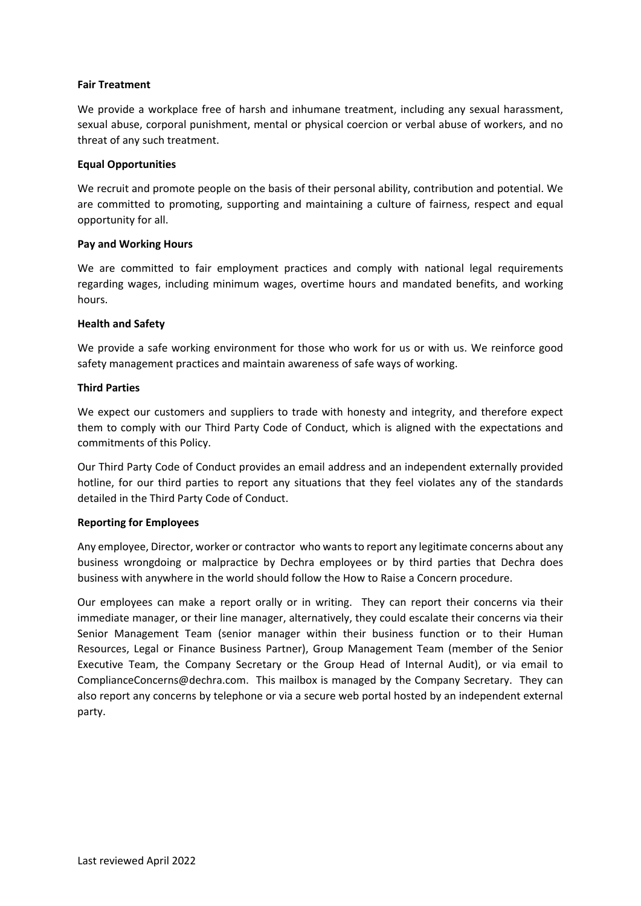**Fair Treatment**

We provide a workplace free of harsh and inhumane treatment, including any sexual harassment, sexual abuse, corporal punishment, mental or physical coercion or verbal abuse of workers, and no threat of any such treatment.

**Equal Opportunities**

We recruit and promote people on the basis of their personal ability, contribution and potential. We are committed to promoting, supporting and maintaining a culture of fairness, respect and equal opportunity for all.

**Pay and Working Hours**

We are committed to fair employment practices and comply with national legal requirements regarding wages, including minimum wages, overtime hours and mandated benefits, and working hours.

**Health and Safety**

We provide a safe working environment for those who work for us or with us. We reinforce good safety management practices and maintain awareness of safe ways of working.

**Third Parties**

We expect our customers and suppliers to trade with honesty and integrity, and therefore expect them to comply with our Third Party Code of Conduct, which is aligned with the expectations and commitments of this Policy.

Our Third Party Code of Conduct provides an email address and an independent externally provided hotline, for our third parties to report any situations that they feel violates any of the standards detailed in the Third Party Code of Conduct.

**Reporting for Employees**

Any employee, Director, worker or contractor who wants to report any legitimate concerns about any business wrongdoing or malpractice by Dechra employees or by third parties that Dechra does business with anywhere in the world should follow the How to Raise a Concern procedure.

Our employees can make a report orally or in writing. They can report their concerns via their immediate manager, or their line manager, alternatively, they could escalate their concerns via their Senior Management Team (senior manager within their business function or to their Human Resources, Legal or Finance Business Partner), Group Management Team (member of the Senior Executive Team, the Company Secretary or the Group Head of Internal Audit), or via email to ComplianceConcerns@dechra.com. This mailbox is managed by the Company Secretary. They can also report any concerns by telephone or via a secure web portal hosted by an independent external party.

Last reviewed April 2022